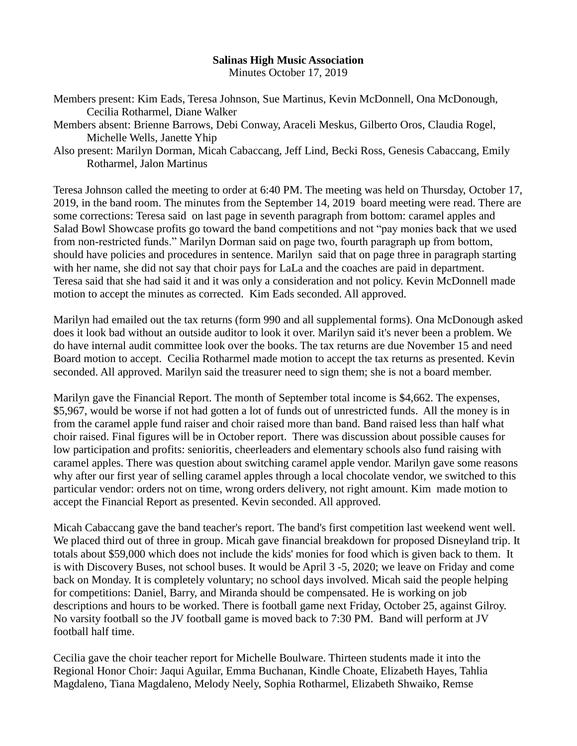**Salinas High Music Association**
Minutes October 17, 2019

Members present: Kim Eads, Teresa Johnson, Sue Martinus, Kevin McDonnell, Ona McDonough, Cecilia Rotharmel, Diane Walker
Members absent: Brienne Barrows, Debi Conway, Araceli Meskus, Gilberto Oros, Claudia Rogel, Michelle Wells, Janette Yhip
Also present: Marilyn Dorman, Micah Cabaccang, Jeff Lind, Becki Ross, Genesis Cabaccang, Emily Rotharmel, Jalon Martinus

Teresa Johnson called the meeting to order at 6:40 PM. The meeting was held on Thursday, October 17, 2019, in the band room. The minutes from the September 14, 2019 board meeting were read. There are some corrections: Teresa said on last page in seventh paragraph from bottom: caramel apples and Salad Bowl Showcase profits go toward the band competitions and not "pay monies back that we used from non-restricted funds." Marilyn Dorman said on page two, fourth paragraph up from bottom, should have policies and procedures in sentence. Marilyn said that on page three in paragraph starting with her name, she did not say that choir pays for LaLa and the coaches are paid in department. Teresa said that she had said it and it was only a consideration and not policy. Kevin McDonnell made motion to accept the minutes as corrected. Kim Eads seconded. All approved.

Marilyn had emailed out the tax returns (form 990 and all supplemental forms). Ona McDonough asked does it look bad without an outside auditor to look it over. Marilyn said it's never been a problem. We do have internal audit committee look over the books. The tax returns are due November 15 and need Board motion to accept. Cecilia Rotharmel made motion to accept the tax returns as presented. Kevin seconded. All approved. Marilyn said the treasurer need to sign them; she is not a board member.

Marilyn gave the Financial Report. The month of September total income is $4,662. The expenses, $5,967, would be worse if not had gotten a lot of funds out of unrestricted funds. All the money is in from the caramel apple fund raiser and choir raised more than band. Band raised less than half what choir raised. Final figures will be in October report. There was discussion about possible causes for low participation and profits: senioritis, cheerleaders and elementary schools also fund raising with caramel apples. There was question about switching caramel apple vendor. Marilyn gave some reasons why after our first year of selling caramel apples through a local chocolate vendor, we switched to this particular vendor: orders not on time, wrong orders delivery, not right amount. Kim made motion to accept the Financial Report as presented. Kevin seconded. All approved.

Micah Cabaccang gave the band teacher's report. The band's first competition last weekend went well. We placed third out of three in group. Micah gave financial breakdown for proposed Disneyland trip. It totals about $59,000 which does not include the kids' monies for food which is given back to them. It is with Discovery Buses, not school buses. It would be April 3 -5, 2020; we leave on Friday and come back on Monday. It is completely voluntary; no school days involved. Micah said the people helping for competitions: Daniel, Barry, and Miranda should be compensated. He is working on job descriptions and hours to be worked. There is football game next Friday, October 25, against Gilroy. No varsity football so the JV football game is moved back to 7:30 PM. Band will perform at JV football half time.

Cecilia gave the choir teacher report for Michelle Boulware. Thirteen students made it into the Regional Honor Choir: Jaqui Aguilar, Emma Buchanan, Kindle Choate, Elizabeth Hayes, Tahlia Magdaleno, Tiana Magdaleno, Melody Neely, Sophia Rotharmel, Elizabeth Shwaiko, Remse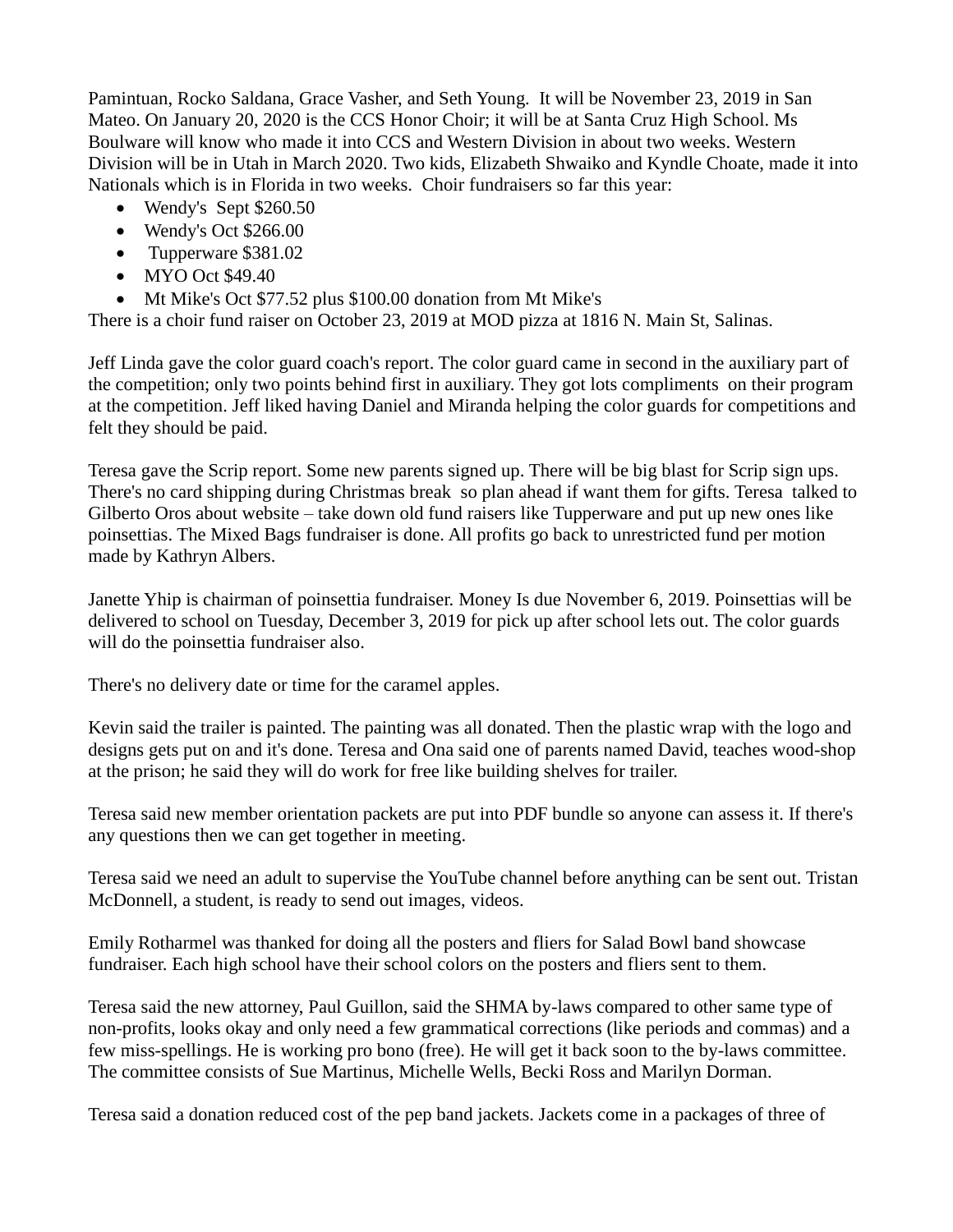Pamintuan, Rocko Saldana, Grace Vasher, and Seth Young. It will be November 23, 2019 in San Mateo. On January 20, 2020 is the CCS Honor Choir; it will be at Santa Cruz High School. Ms Boulware will know who made it into CCS and Western Division in about two weeks. Western Division will be in Utah in March 2020. Two kids, Elizabeth Shwaiko and Kyndle Choate, made it into Nationals which is in Florida in two weeks. Choir fundraisers so far this year:

- Wendy's Sept $260.50
- Wendy's Oct $266.00
- Tupperware $381.02
- MYO Oct $49.40
- Mt Mike's Oct $77.52 plus $100.00 donation from Mt Mike's

There is a choir fund raiser on October 23, 2019 at MOD pizza at 1816 N. Main St, Salinas.

Jeff Linda gave the color guard coach's report. The color guard came in second in the auxiliary part of the competition; only two points behind first in auxiliary. They got lots compliments on their program at the competition. Jeff liked having Daniel and Miranda helping the color guards for competitions and felt they should be paid.

Teresa gave the Scrip report. Some new parents signed up. There will be big blast for Scrip sign ups. There's no card shipping during Christmas break so plan ahead if want them for gifts. Teresa talked to Gilberto Oros about website – take down old fund raisers like Tupperware and put up new ones like poinsettias. The Mixed Bags fundraiser is done. All profits go back to unrestricted fund per motion made by Kathryn Albers.

Janette Yhip is chairman of poinsettia fundraiser. Money Is due November 6, 2019. Poinsettias will be delivered to school on Tuesday, December 3, 2019 for pick up after school lets out. The color guards will do the poinsettia fundraiser also.

There's no delivery date or time for the caramel apples.

Kevin said the trailer is painted. The painting was all donated. Then the plastic wrap with the logo and designs gets put on and it's done. Teresa and Ona said one of parents named David, teaches wood-shop at the prison; he said they will do work for free like building shelves for trailer.

Teresa said new member orientation packets are put into PDF bundle so anyone can assess it. If there's any questions then we can get together in meeting.

Teresa said we need an adult to supervise the YouTube channel before anything can be sent out. Tristan McDonnell, a student, is ready to send out images, videos.

Emily Rotharmel was thanked for doing all the posters and fliers for Salad Bowl band showcase fundraiser. Each high school have their school colors on the posters and fliers sent to them.

Teresa said the new attorney, Paul Guillon, said the SHMA by-laws compared to other same type of non-profits, looks okay and only need a few grammatical corrections (like periods and commas) and a few miss-spellings. He is working pro bono (free). He will get it back soon to the by-laws committee. The committee consists of Sue Martinus, Michelle Wells, Becki Ross and Marilyn Dorman.

Teresa said a donation reduced cost of the pep band jackets. Jackets come in a packages of three of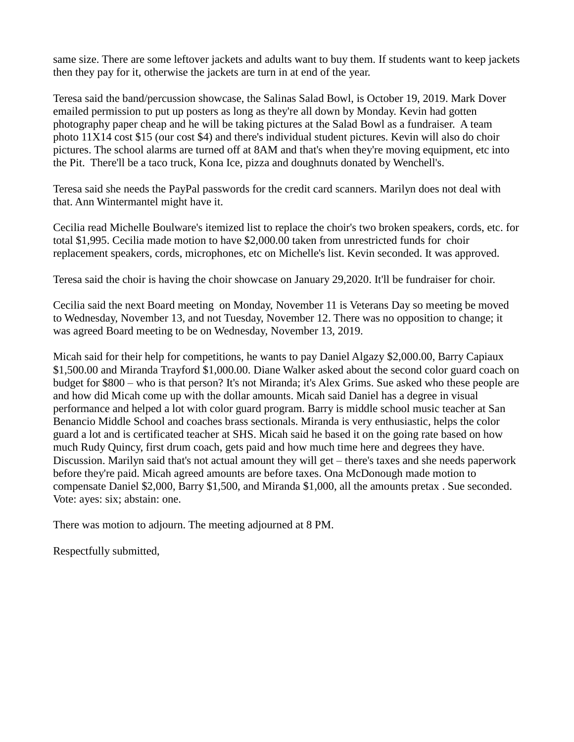same size. There are some leftover jackets and adults want to buy them. If students want to keep jackets then they pay for it, otherwise the jackets are turn in at end of the year.

Teresa said the band/percussion showcase, the Salinas Salad Bowl, is October 19, 2019. Mark Dover emailed permission to put up posters as long as they're all down by Monday. Kevin had gotten photography paper cheap and he will be taking pictures at the Salad Bowl as a fundraiser. A team photo 11X14 cost $15 (our cost $4) and there's individual student pictures. Kevin will also do choir pictures. The school alarms are turned off at 8AM and that's when they're moving equipment, etc into the Pit. There'll be a taco truck, Kona Ice, pizza and doughnuts donated by Wenchell's.

Teresa said she needs the PayPal passwords for the credit card scanners. Marilyn does not deal with that. Ann Wintermantel might have it.

Cecilia read Michelle Boulware's itemized list to replace the choir's two broken speakers, cords, etc. for total $1,995. Cecilia made motion to have $2,000.00 taken from unrestricted funds for choir replacement speakers, cords, microphones, etc on Michelle's list. Kevin seconded. It was approved.

Teresa said the choir is having the choir showcase on January 29,2020. It'll be fundraiser for choir.

Cecilia said the next Board meeting on Monday, November 11 is Veterans Day so meeting be moved to Wednesday, November 13, and not Tuesday, November 12. There was no opposition to change; it was agreed Board meeting to be on Wednesday, November 13, 2019.

Micah said for their help for competitions, he wants to pay Daniel Algazy $2,000.00, Barry Capiaux $1,500.00 and Miranda Trayford $1,000.00. Diane Walker asked about the second color guard coach on budget for $800 – who is that person? It's not Miranda; it's Alex Grims. Sue asked who these people are and how did Micah come up with the dollar amounts. Micah said Daniel has a degree in visual performance and helped a lot with color guard program. Barry is middle school music teacher at San Benancio Middle School and coaches brass sectionals. Miranda is very enthusiastic, helps the color guard a lot and is certificated teacher at SHS. Micah said he based it on the going rate based on how much Rudy Quincy, first drum coach, gets paid and how much time here and degrees they have. Discussion. Marilyn said that's not actual amount they will get – there's taxes and she needs paperwork before they're paid. Micah agreed amounts are before taxes. Ona McDonough made motion to compensate Daniel $2,000, Barry $1,500, and Miranda $1,000, all the amounts pretax . Sue seconded. Vote: ayes: six; abstain: one.

There was motion to adjourn. The meeting adjourned at 8 PM.

Respectfully submitted,